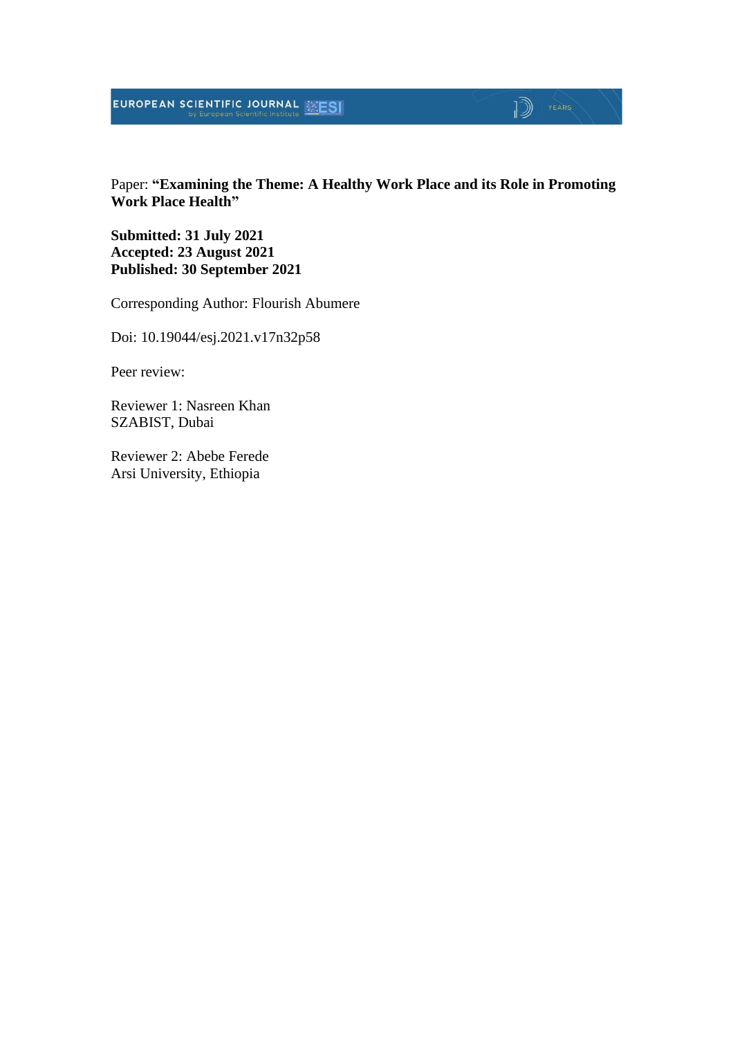Paper: **“Examining the Theme: A Healthy Work Place and its Role in Promoting Work Place Health”**

**Submitted: 31 July 2021**
**Accepted: 23 August 2021**
**Published: 30 September 2021**

Corresponding Author: Flourish Abumere

Doi: 10.19044/esj.2021.v17n32p58

Peer review:

Reviewer 1: Nasreen Khan
SZABIST, Dubai

Reviewer 2: Abebe Ferede
Arsi University, Ethiopia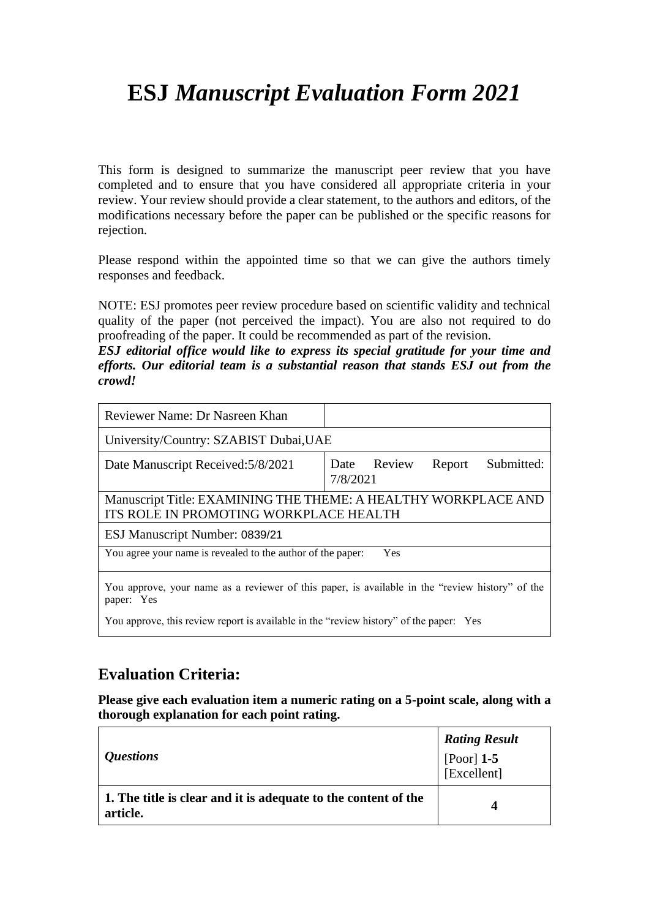# ESJ *Manuscript Evaluation Form 2021*

This form is designed to summarize the manuscript peer review that you have completed and to ensure that you have considered all appropriate criteria in your review. Your review should provide a clear statement, to the authors and editors, of the modifications necessary before the paper can be published or the specific reasons for rejection.

Please respond within the appointed time so that we can give the authors timely responses and feedback.

NOTE: ESJ promotes peer review procedure based on scientific validity and technical quality of the paper (not perceived the impact). You are also not required to do proofreading of the paper. It could be recommended as part of the revision.

***ESJ editorial office would like to express its special gratitude for your time and efforts. Our editorial team is a substantial reason that stands ESJ out from the crowd!***

| Reviewer Name: Dr Nasreen Khan | |
|---|---|
| University/Country: SZABIST Dubai,UAE | |
| Date Manuscript Received:5/8/2021 | Date Review Report Submitted: 7/8/2021 |
| Manuscript Title: EXAMINING THE THEME: A HEALTHY WORKPLACE AND ITS ROLE IN PROMOTING WORKPLACE HEALTH | |
| ESJ Manuscript Number: 0839/21 | |
| You agree your name is revealed to the author of the paper: Yes | |
| You approve, your name as a reviewer of this paper, is available in the "review history" of the paper: Yes<br>You approve, this review report is available in the "review history" of the paper: Yes | |

## Evaluation Criteria:

**Please give each evaluation item a numeric rating on a 5-point scale, along with a thorough explanation for each point rating.**

| *Questions* | ***Rating Result***<br>[Poor] **1-5** [Excellent] |
|---|---|
| **1. The title is clear and it is adequate to the content of the article.** | **4** |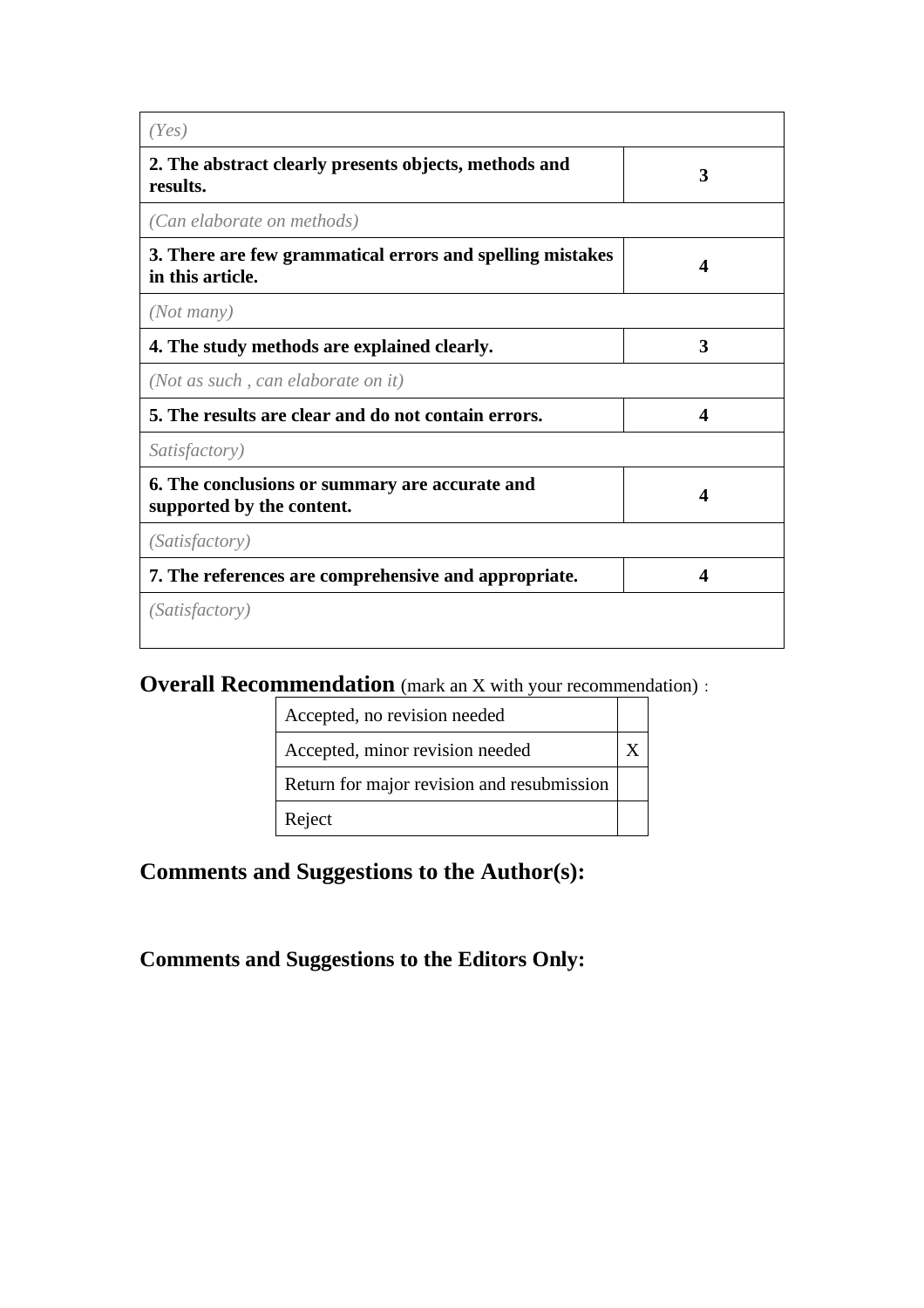| | |
|---|---|
| *(Yes)* | |
| **2. The abstract clearly presents objects, methods and results.** | **3** |
| *(Can elaborate on methods)* | |
| **3. There are few grammatical errors and spelling mistakes in this article.** | **4** |
| *(Not many)* | |
| **4. The study methods are explained clearly.** | **3** |
| *(Not as such , can elaborate on it)* | |
| **5. The results are clear and do not contain errors.** | **4** |
| *Satisfactory)* | |
| **6. The conclusions or summary are accurate and supported by the content.** | **4** |
| *(Satisfactory)* | |
| **7. The references are comprehensive and appropriate.** | **4** |
| *(Satisfactory)* | |

## Overall Recommendation (mark an X with your recommendation) :

| | |
|---|---|
| Accepted, no revision needed | |
| Accepted, minor revision needed | X |
| Return for major revision and resubmission | |
| Reject | |

## Comments and Suggestions to the Author(s):

## Comments and Suggestions to the Editors Only: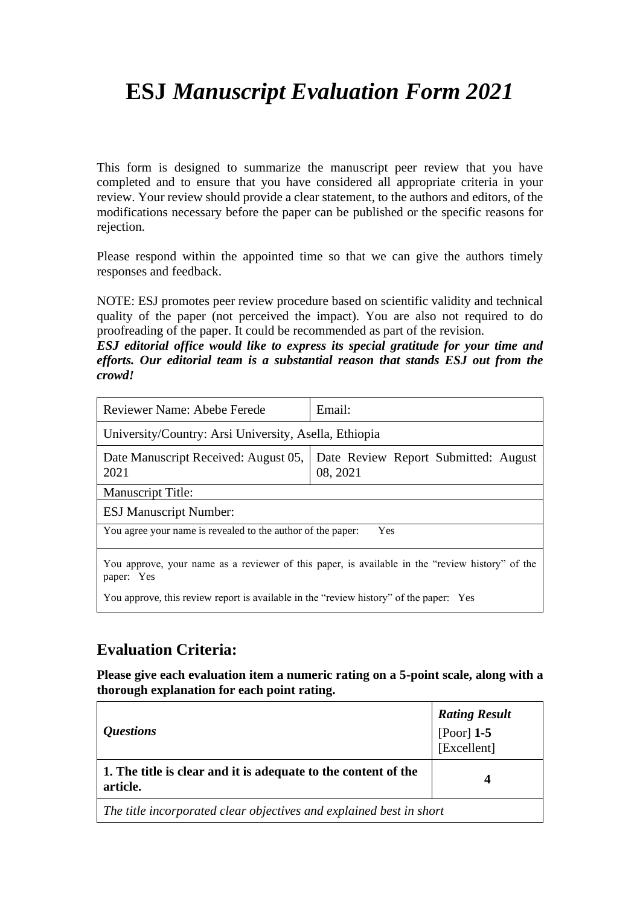# ESJ *Manuscript Evaluation Form 2021*

This form is designed to summarize the manuscript peer review that you have completed and to ensure that you have considered all appropriate criteria in your review. Your review should provide a clear statement, to the authors and editors, of the modifications necessary before the paper can be published or the specific reasons for rejection.

Please respond within the appointed time so that we can give the authors timely responses and feedback.

NOTE: ESJ promotes peer review procedure based on scientific validity and technical quality of the paper (not perceived the impact). You are also not required to do proofreading of the paper. It could be recommended as part of the revision.

***ESJ editorial office would like to express its special gratitude for your time and efforts. Our editorial team is a substantial reason that stands ESJ out from the crowd!***

| Reviewer Name: Abebe Ferede | Email: |
|---|---|
| University/Country: Arsi University, Asella, Ethiopia | |
| Date Manuscript Received: August 05, 2021 | Date Review Report Submitted: August 08, 2021 |
| Manuscript Title: | |
| ESJ Manuscript Number: | |
| You agree your name is revealed to the author of the paper: Yes | |
| You approve, your name as a reviewer of this paper, is available in the "review history" of the paper: Yes<br><br>You approve, this review report is available in the "review history" of the paper: Yes | |

## Evaluation Criteria:

**Please give each evaluation item a numeric rating on a 5-point scale, along with a thorough explanation for each point rating.**

| ***Questions*** | ***Rating Result*** [Poor] **1-5** [Excellent] |
|---|---|
| **1. The title is clear and it is adequate to the content of the article.** | **4** |
| *The title incorporated clear objectives and explained best in short* | |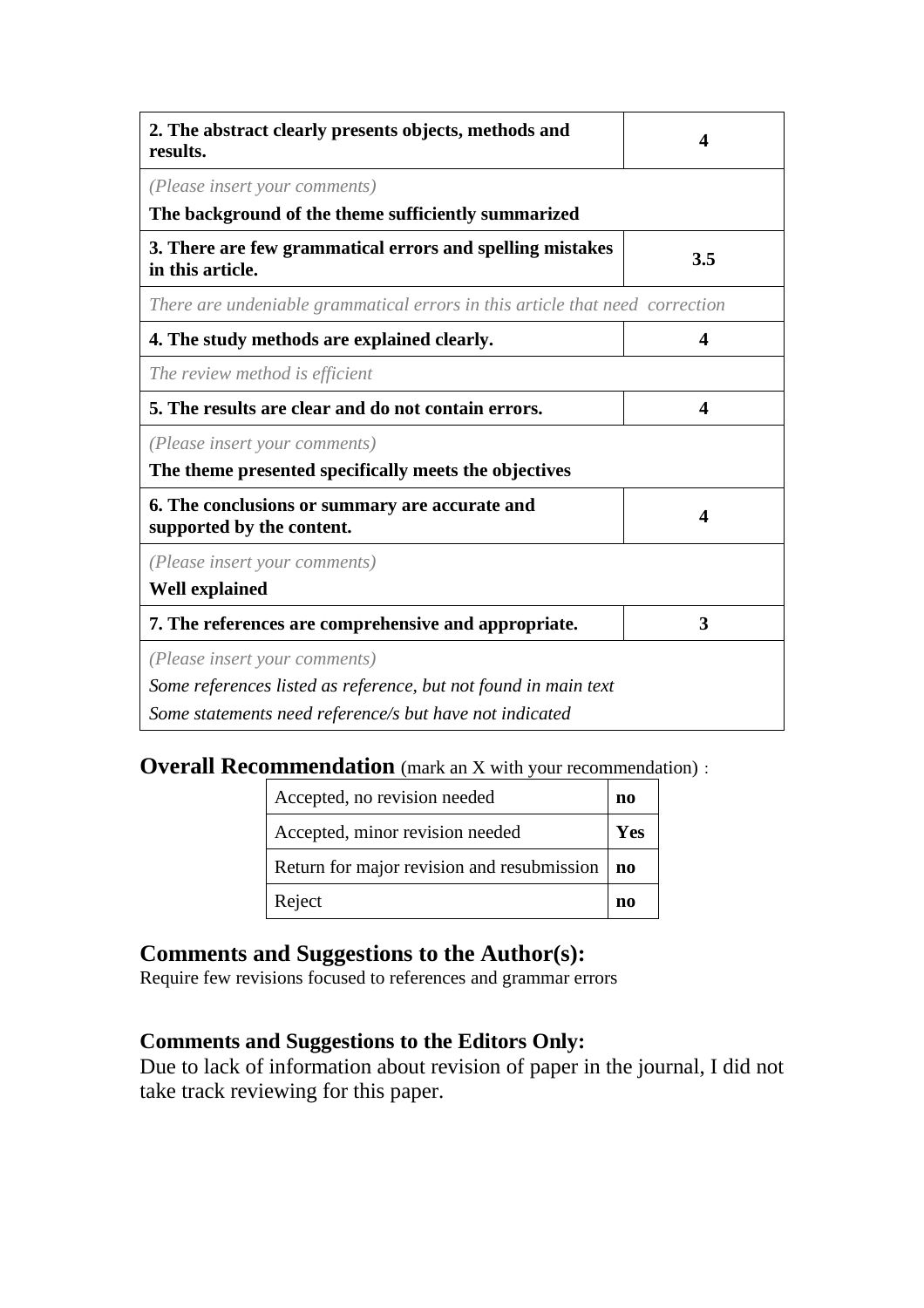| | |
|---|---|
| **2. The abstract clearly presents objects, methods and results.** | **4** |
| *(Please insert your comments)* **The background of the theme sufficiently summarized** | |
| **3. There are few grammatical errors and spelling mistakes in this article.** | **3.5** |
| *There are undeniable grammatical errors in this article that need correction* | |
| **4. The study methods are explained clearly.** | **4** |
| *The review method is efficient* | |
| **5. The results are clear and do not contain errors.** | **4** |
| *(Please insert your comments)* **The theme presented specifically meets the objectives** | |
| **6. The conclusions or summary are accurate and supported by the content.** | **4** |
| *(Please insert your comments)* **Well explained** | |
| **7. The references are comprehensive and appropriate.** | **3** |
| *(Please insert your comments)* *Some references listed as reference, but not found in main text* *Some statements need reference/s but have not indicated* | |

## Overall Recommendation (mark an X with your recommendation) :

| | |
|---|---|
| Accepted, no revision needed | **no** |
| Accepted, minor revision needed | **Yes** |
| Return for major revision and resubmission | **no** |
| Reject | **no** |

## Comments and Suggestions to the Author(s):

Require few revisions focused to references and grammar errors

## Comments and Suggestions to the Editors Only:

Due to lack of information about revision of paper in the journal, I did not take track reviewing for this paper.